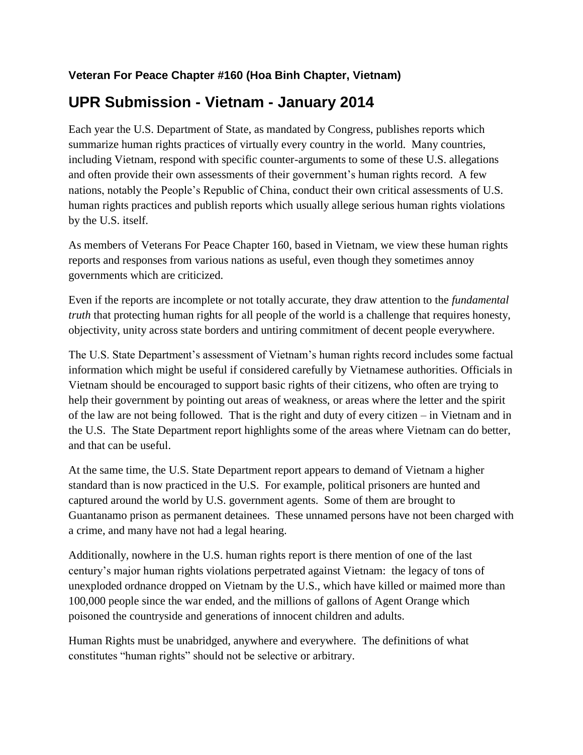**Veteran For Peace Chapter #160 (Hoa Binh Chapter, Vietnam)**

# UPR Submission - Vietnam - January 2014

Each year the U.S. Department of State, as mandated by Congress, publishes reports which summarize human rights practices of virtually every country in the world. Many countries, including Vietnam, respond with specific counter-arguments to some of these U.S. allegations and often provide their own assessments of their government's human rights record. A few nations, notably the People's Republic of China, conduct their own critical assessments of U.S. human rights practices and publish reports which usually allege serious human rights violations by the U.S. itself.

As members of Veterans For Peace Chapter 160, based in Vietnam, we view these human rights reports and responses from various nations as useful, even though they sometimes annoy governments which are criticized.

Even if the reports are incomplete or not totally accurate, they draw attention to the *fundamental truth* that protecting human rights for all people of the world is a challenge that requires honesty, objectivity, unity across state borders and untiring commitment of decent people everywhere.

The U.S. State Department's assessment of Vietnam's human rights record includes some factual information which might be useful if considered carefully by Vietnamese authorities. Officials in Vietnam should be encouraged to support basic rights of their citizens, who often are trying to help their government by pointing out areas of weakness, or areas where the letter and the spirit of the law are not being followed. That is the right and duty of every citizen – in Vietnam and in the U.S. The State Department report highlights some of the areas where Vietnam can do better, and that can be useful.

At the same time, the U.S. State Department report appears to demand of Vietnam a higher standard than is now practiced in the U.S. For example, political prisoners are hunted and captured around the world by U.S. government agents. Some of them are brought to Guantanamo prison as permanent detainees. These unnamed persons have not been charged with a crime, and many have not had a legal hearing.

Additionally, nowhere in the U.S. human rights report is there mention of one of the last century's major human rights violations perpetrated against Vietnam: the legacy of tons of unexploded ordnance dropped on Vietnam by the U.S., which have killed or maimed more than 100,000 people since the war ended, and the millions of gallons of Agent Orange which poisoned the countryside and generations of innocent children and adults.

Human Rights must be unabridged, anywhere and everywhere. The definitions of what constitutes "human rights" should not be selective or arbitrary.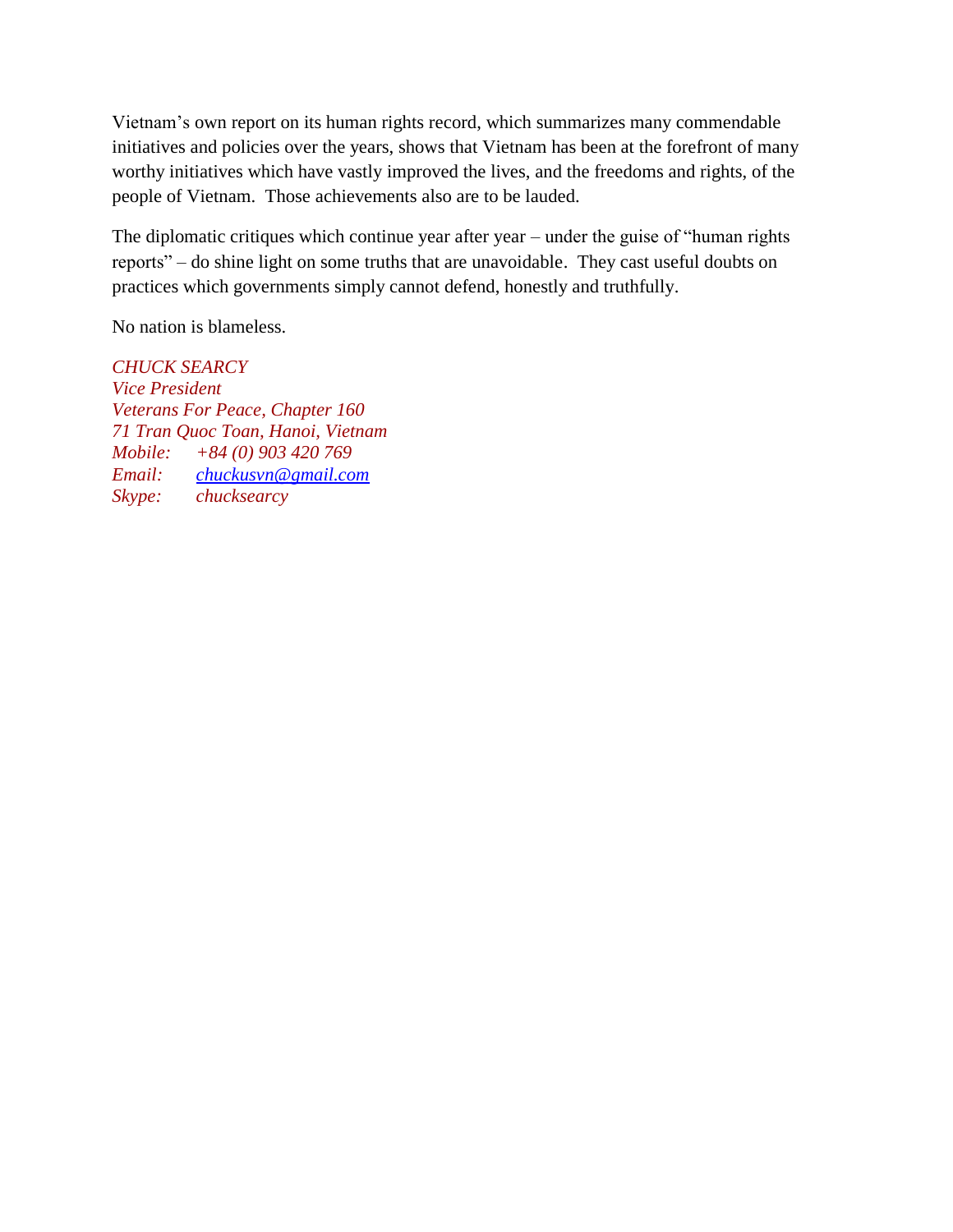Vietnam's own report on its human rights record, which summarizes many commendable initiatives and policies over the years, shows that Vietnam has been at the forefront of many worthy initiatives which have vastly improved the lives, and the freedoms and rights, of the people of Vietnam. Those achievements also are to be lauded.

The diplomatic critiques which continue year after year – under the guise of "human rights reports" – do shine light on some truths that are unavoidable. They cast useful doubts on practices which governments simply cannot defend, honestly and truthfully.

No nation is blameless.

*CHUCK SEARCY*
*Vice President*
*Veterans For Peace, Chapter 160*
*71 Tran Quoc Toan, Hanoi, Vietnam*
*Mobile: +84 (0) 903 420 769*
*Email: chuckusvn@gmail.com*
*Skype: chucksearcy*